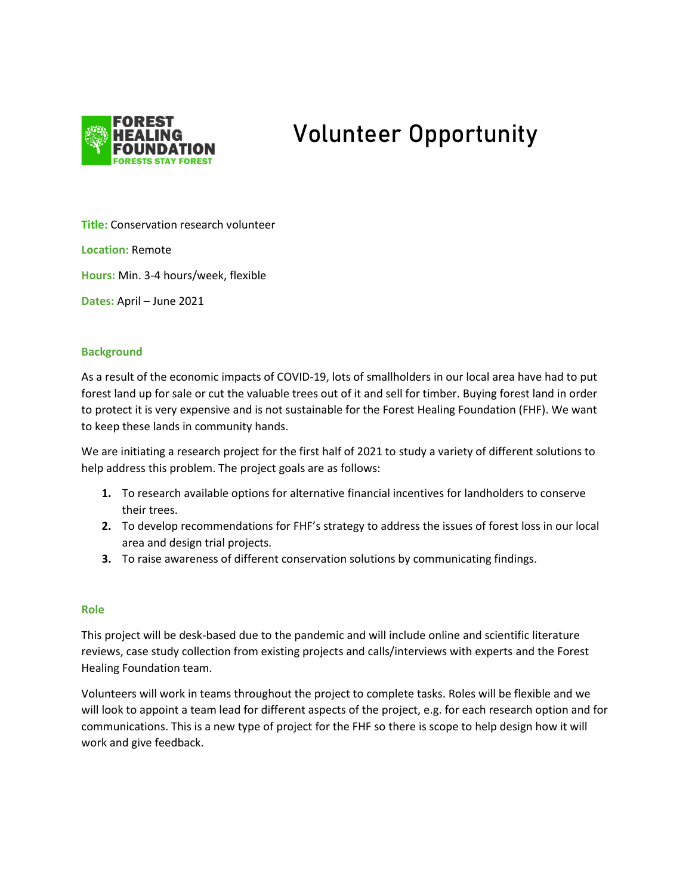FOREST HEALING FOUNDATION
FORESTS STAY FOREST

# Volunteer Opportunity

**Title:** Conservation research volunteer

**Location:** Remote

**Hours:** Min. 3-4 hours/week, flexible

**Dates:** April – June 2021

## Background

As a result of the economic impacts of COVID-19, lots of smallholders in our local area have had to put forest land up for sale or cut the valuable trees out of it and sell for timber. Buying forest land in order to protect it is very expensive and is not sustainable for the Forest Healing Foundation (FHF). We want to keep these lands in community hands.

We are initiating a research project for the first half of 2021 to study a variety of different solutions to help address this problem. The project goals are as follows:

1. To research available options for alternative financial incentives for landholders to conserve their trees.
2. To develop recommendations for FHF's strategy to address the issues of forest loss in our local area and design trial projects.
3. To raise awareness of different conservation solutions by communicating findings.

## Role

This project will be desk-based due to the pandemic and will include online and scientific literature reviews, case study collection from existing projects and calls/interviews with experts and the Forest Healing Foundation team.

Volunteers will work in teams throughout the project to complete tasks. Roles will be flexible and we will look to appoint a team lead for different aspects of the project, e.g. for each research option and for communications. This is a new type of project for the FHF so there is scope to help design how it will work and give feedback.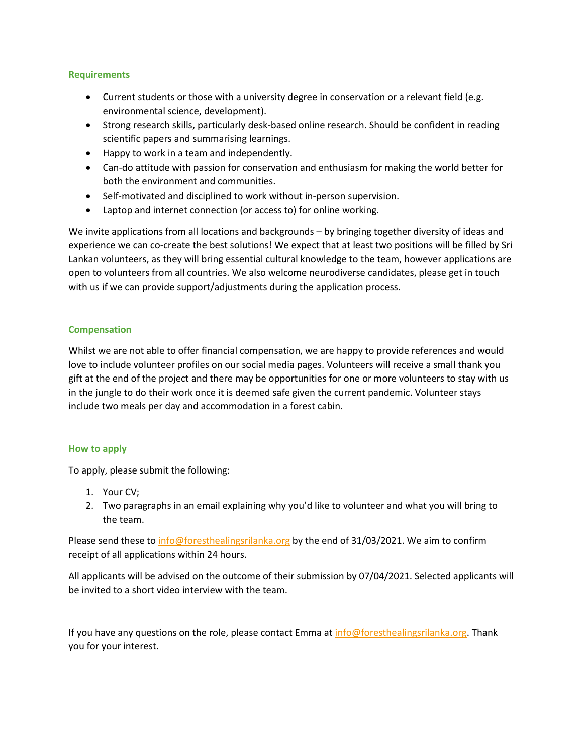### Requirements

- Current students or those with a university degree in conservation or a relevant field (e.g. environmental science, development).
- Strong research skills, particularly desk-based online research. Should be confident in reading scientific papers and summarising learnings.
- Happy to work in a team and independently.
- Can-do attitude with passion for conservation and enthusiasm for making the world better for both the environment and communities.
- Self-motivated and disciplined to work without in-person supervision.
- Laptop and internet connection (or access to) for online working.

We invite applications from all locations and backgrounds – by bringing together diversity of ideas and experience we can co-create the best solutions! We expect that at least two positions will be filled by Sri Lankan volunteers, as they will bring essential cultural knowledge to the team, however applications are open to volunteers from all countries. We also welcome neurodiverse candidates, please get in touch with us if we can provide support/adjustments during the application process.

### Compensation

Whilst we are not able to offer financial compensation, we are happy to provide references and would love to include volunteer profiles on our social media pages. Volunteers will receive a small thank you gift at the end of the project and there may be opportunities for one or more volunteers to stay with us in the jungle to do their work once it is deemed safe given the current pandemic. Volunteer stays include two meals per day and accommodation in a forest cabin.

### How to apply

To apply, please submit the following:

1. Your CV;
2. Two paragraphs in an email explaining why you'd like to volunteer and what you will bring to the team.

Please send these to info@foresthealingsrilanka.org by the end of 31/03/2021. We aim to confirm receipt of all applications within 24 hours.

All applicants will be advised on the outcome of their submission by 07/04/2021. Selected applicants will be invited to a short video interview with the team.

If you have any questions on the role, please contact Emma at info@foresthealingsrilanka.org. Thank you for your interest.